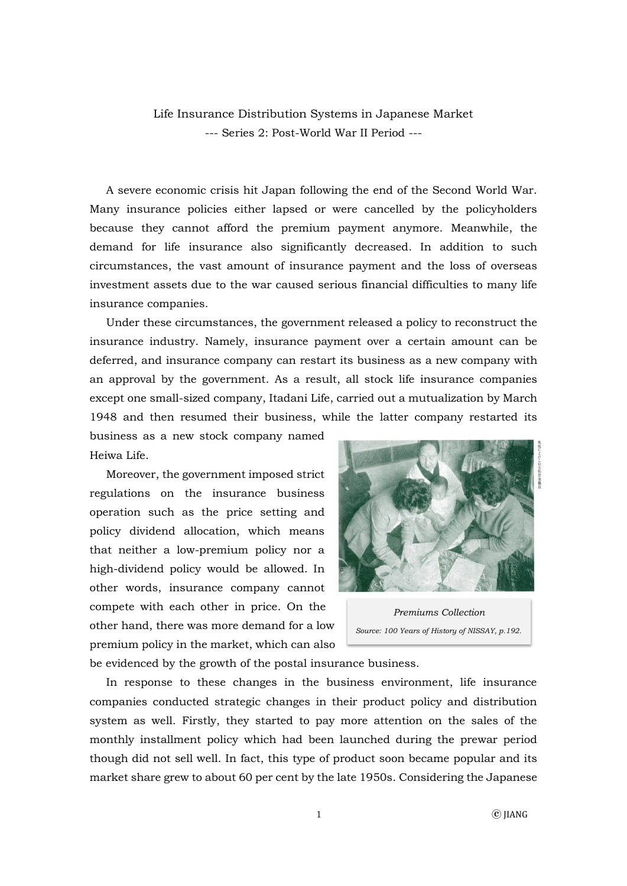# Life Insurance Distribution Systems in Japanese Market

## --- Series 2: Post-World War II Period ---

A severe economic crisis hit Japan following the end of the Second World War. Many insurance policies either lapsed or were cancelled by the policyholders because they cannot afford the premium payment anymore. Meanwhile, the demand for life insurance also significantly decreased. In addition to such circumstances, the vast amount of insurance payment and the loss of overseas investment assets due to the war caused serious financial difficulties to many life insurance companies.

Under these circumstances, the government released a policy to reconstruct the insurance industry. Namely, insurance payment over a certain amount can be deferred, and insurance company can restart its business as a new company with an approval by the government. As a result, all stock life insurance companies except one small-sized company, Itadani Life, carried out a mutualization by March 1948 and then resumed their business, while the latter company restarted its business as a new stock company named Heiwa Life.

Moreover, the government imposed strict regulations on the insurance business operation such as the price setting and policy dividend allocation, which means that neither a low-premium policy nor a high-dividend policy would be allowed. In other words, insurance company cannot compete with each other in price. On the other hand, there was more demand for a low premium policy in the market, which can also be evidenced by the growth of the postal insurance business.

*Premiums Collection*

*Source: 100 Years of History of NISSAY, p.192.*

In response to these changes in the business environment, life insurance companies conducted strategic changes in their product policy and distribution system as well. Firstly, they started to pay more attention on the sales of the monthly installment policy which had been launched during the prewar period though did not sell well. In fact, this type of product soon became popular and its market share grew to about 60 per cent by the late 1950s. Considering the Japanese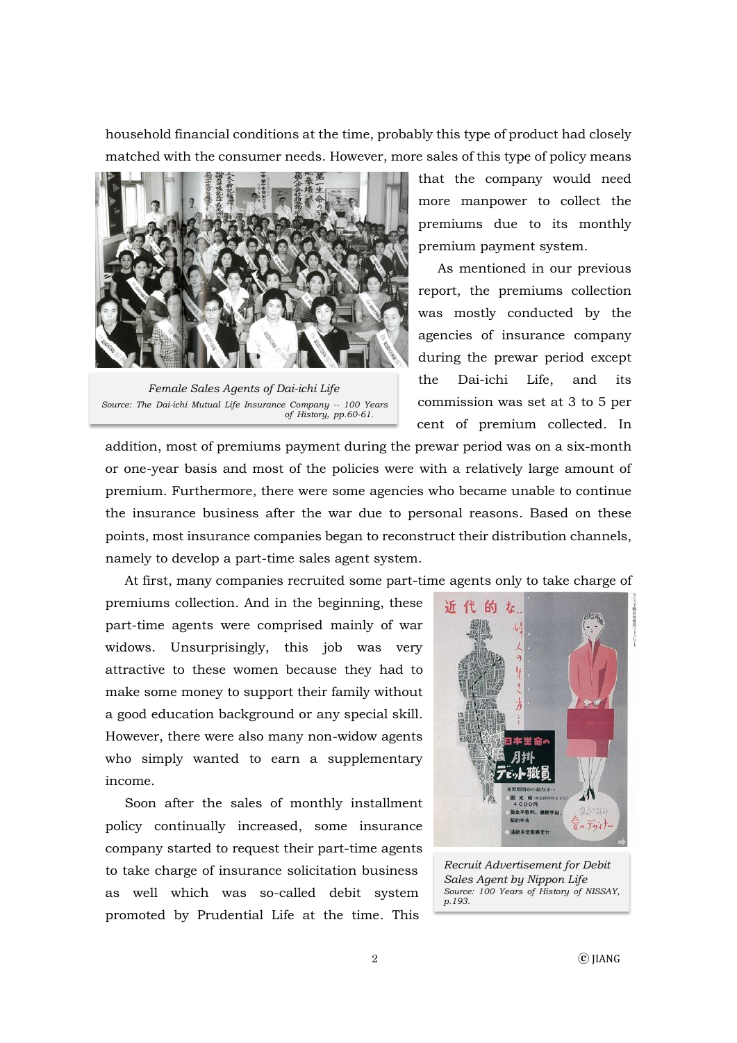household financial conditions at the time, probably this type of product had closely matched with the consumer needs. However, more sales of this type of policy means that the company would need more manpower to collect the premiums due to its monthly premium payment system.

*Female Sales Agents of Dai-ichi Life*
*Source: The Dai-ichi Mutual Life Insurance Company -- 100 Years of History, pp.60-61.*

As mentioned in our previous report, the premiums collection was mostly conducted by the agencies of insurance company during the prewar period except the Dai-ichi Life, and its commission was set at 3 to 5 per cent of premium collected. In addition, most of premiums payment during the prewar period was on a six-month or one-year basis and most of the policies were with a relatively large amount of premium. Furthermore, there were some agencies who became unable to continue the insurance business after the war due to personal reasons. Based on these points, most insurance companies began to reconstruct their distribution channels, namely to develop a part-time sales agent system.

At first, many companies recruited some part-time agents only to take charge of premiums collection. And in the beginning, these part-time agents were comprised mainly of war widows. Unsurprisingly, this job was very attractive to these women because they had to make some money to support their family without a good education background or any special skill. However, there were also many non-widow agents who simply wanted to earn a supplementary income.

*Recruit Advertisement for Debit Sales Agent by Nippon Life*
*Source: 100 Years of History of NISSAY, p.193.*

Soon after the sales of monthly installment policy continually increased, some insurance company started to request their part-time agents to take charge of insurance solicitation business as well which was so-called debit system promoted by Prudential Life at the time. This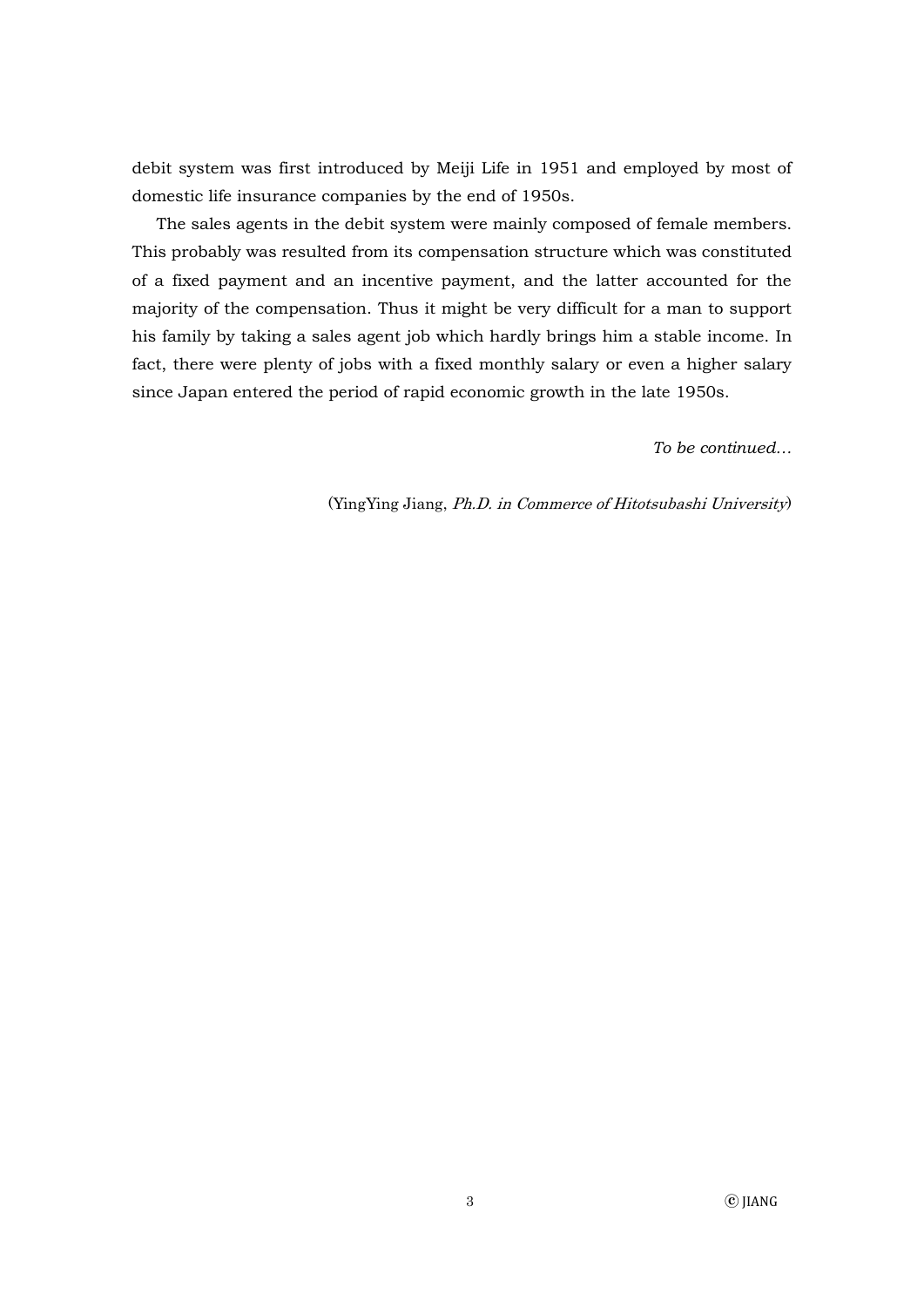debit system was first introduced by Meiji Life in 1951 and employed by most of domestic life insurance companies by the end of 1950s.

The sales agents in the debit system were mainly composed of female members. This probably was resulted from its compensation structure which was constituted of a fixed payment and an incentive payment, and the latter accounted for the majority of the compensation. Thus it might be very difficult for a man to support his family by taking a sales agent job which hardly brings him a stable income. In fact, there were plenty of jobs with a fixed monthly salary or even a higher salary since Japan entered the period of rapid economic growth in the late 1950s.

*To be continued…*

(YingYing Jiang, *Ph.D. in Commerce of Hitotsubashi University*)